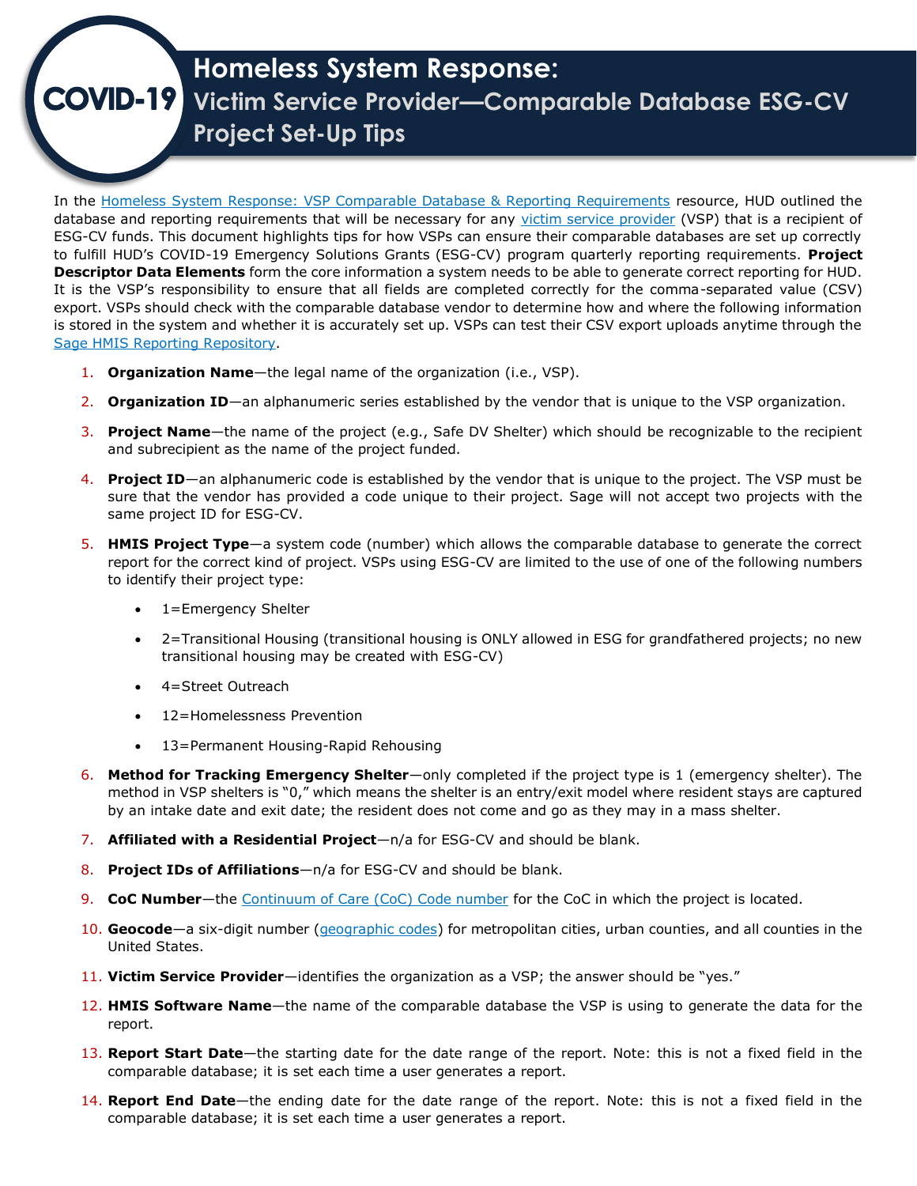# COVID-19 Homeless System Response: Victim Service Provider—Comparable Database ESG-CV Project Set-Up Tips

In the Homeless System Response: VSP Comparable Database & Reporting Requirements resource, HUD outlined the database and reporting requirements that will be necessary for any victim service provider (VSP) that is a recipient of ESG-CV funds. This document highlights tips for how VSPs can ensure their comparable databases are set up correctly to fulfill HUD's COVID-19 Emergency Solutions Grants (ESG-CV) program quarterly reporting requirements. **Project Descriptor Data Elements** form the core information a system needs to be able to generate correct reporting for HUD. It is the VSP's responsibility to ensure that all fields are completed correctly for the comma-separated value (CSV) export. VSPs should check with the comparable database vendor to determine how and where the following information is stored in the system and whether it is accurately set up. VSPs can test their CSV export uploads anytime through the Sage HMIS Reporting Repository.

1. **Organization Name**—the legal name of the organization (i.e., VSP).
2. **Organization ID**—an alphanumeric series established by the vendor that is unique to the VSP organization.
3. **Project Name**—the name of the project (e.g., Safe DV Shelter) which should be recognizable to the recipient and subrecipient as the name of the project funded.
4. **Project ID**—an alphanumeric code is established by the vendor that is unique to the project. The VSP must be sure that the vendor has provided a code unique to their project. Sage will not accept two projects with the same project ID for ESG-CV.
5. **HMIS Project Type**—a system code (number) which allows the comparable database to generate the correct report for the correct kind of project. VSPs using ESG-CV are limited to the use of one of the following numbers to identify their project type:
   - 1=Emergency Shelter
   - 2=Transitional Housing (transitional housing is ONLY allowed in ESG for grandfathered projects; no new transitional housing may be created with ESG-CV)
   - 4=Street Outreach
   - 12=Homelessness Prevention
   - 13=Permanent Housing-Rapid Rehousing
6. **Method for Tracking Emergency Shelter**—only completed if the project type is 1 (emergency shelter). The method in VSP shelters is "0," which means the shelter is an entry/exit model where resident stays are captured by an intake date and exit date; the resident does not come and go as they may in a mass shelter.
7. **Affiliated with a Residential Project**—n/a for ESG-CV and should be blank.
8. **Project IDs of Affiliations**—n/a for ESG-CV and should be blank.
9. **CoC Number**—the Continuum of Care (CoC) Code number for the CoC in which the project is located.
10. **Geocode**—a six-digit number (geographic codes) for metropolitan cities, urban counties, and all counties in the United States.
11. **Victim Service Provider**—identifies the organization as a VSP; the answer should be "yes."
12. **HMIS Software Name**—the name of the comparable database the VSP is using to generate the data for the report.
13. **Report Start Date**—the starting date for the date range of the report. Note: this is not a fixed field in the comparable database; it is set each time a user generates a report.
14. **Report End Date**—the ending date for the date range of the report. Note: this is not a fixed field in the comparable database; it is set each time a user generates a report.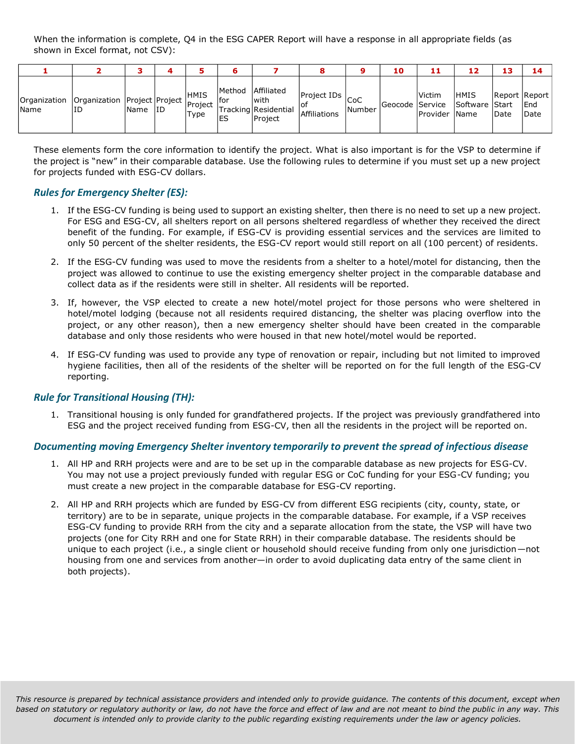When the information is complete, Q4 in the ESG CAPER Report will have a response in all appropriate fields (as shown in Excel format, not CSV):

| 1 | 2 | 3 | 4 | 5 | 6 | 7 | 8 | 9 | 10 | 11 | 12 | 13 | 14 |
|---|---|---|---|---|---|---|---|---|---|---|---|---|---|
| Organization Name | Organization ID | Project Name | Project ID | HMIS Project Type | Method for Tracking ES | Affiliated with Residential Project | Project IDs of Affiliations | CoC Number | Geocode | Victim Service Provider | HMIS Software Name | Report Start Date | Report End Date |

These elements form the core information to identify the project. What is also important is for the VSP to determine if the project is "new" in their comparable database. Use the following rules to determine if you must set up a new project for projects funded with ESG-CV dollars.

### *Rules for Emergency Shelter (ES):*

1. If the ESG-CV funding is being used to support an existing shelter, then there is no need to set up a new project. For ESG and ESG-CV, all shelters report on all persons sheltered regardless of whether they received the direct benefit of the funding. For example, if ESG-CV is providing essential services and the services are limited to only 50 percent of the shelter residents, the ESG-CV report would still report on all (100 percent) of residents.
2. If the ESG-CV funding was used to move the residents from a shelter to a hotel/motel for distancing, then the project was allowed to continue to use the existing emergency shelter project in the comparable database and collect data as if the residents were still in shelter. All residents will be reported.
3. If, however, the VSP elected to create a new hotel/motel project for those persons who were sheltered in hotel/motel lodging (because not all residents required distancing, the shelter was placing overflow into the project, or any other reason), then a new emergency shelter should have been created in the comparable database and only those residents who were housed in that new hotel/motel would be reported.
4. If ESG-CV funding was used to provide any type of renovation or repair, including but not limited to improved hygiene facilities, then all of the residents of the shelter will be reported on for the full length of the ESG-CV reporting.

### *Rule for Transitional Housing (TH):*

1. Transitional housing is only funded for grandfathered projects. If the project was previously grandfathered into ESG and the project received funding from ESG-CV, then all the residents in the project will be reported on.

### *Documenting moving Emergency Shelter inventory temporarily to prevent the spread of infectious disease*

1. All HP and RRH projects were and are to be set up in the comparable database as new projects for ESG-CV. You may not use a project previously funded with regular ESG or CoC funding for your ESG-CV funding; you must create a new project in the comparable database for ESG-CV reporting.
2. All HP and RRH projects which are funded by ESG-CV from different ESG recipients (city, county, state, or territory) are to be in separate, unique projects in the comparable database. For example, if a VSP receives ESG-CV funding to provide RRH from the city and a separate allocation from the state, the VSP will have two projects (one for City RRH and one for State RRH) in their comparable database. The residents should be unique to each project (i.e., a single client or household should receive funding from only one jurisdiction—not housing from one and services from another—in order to avoid duplicating data entry of the same client in both projects).

*This resource is prepared by technical assistance providers and intended only to provide guidance. The contents of this document, except when based on statutory or regulatory authority or law, do not have the force and effect of law and are not meant to bind the public in any way. This document is intended only to provide clarity to the public regarding existing requirements under the law or agency policies.*